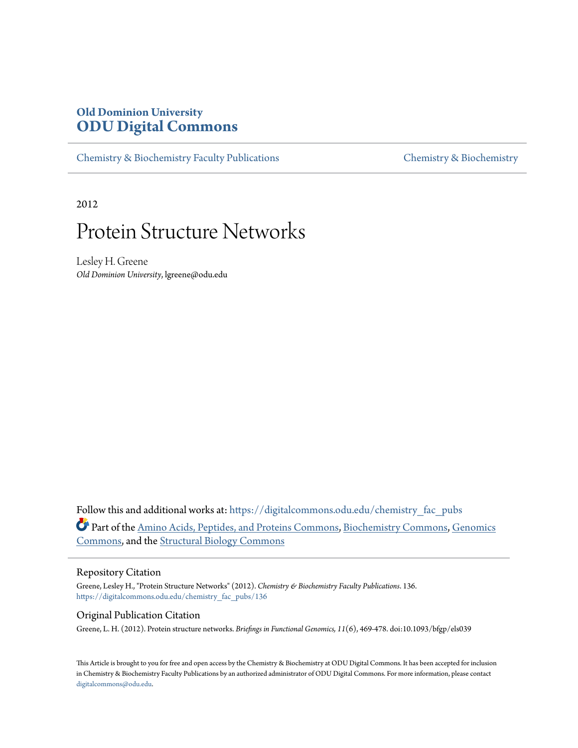# Old Dominion University
# ODU Digital Commons

Chemistry & Biochemistry Faculty Publications | Chemistry & Biochemistry

2012

# Protein Structure Networks

Lesley H. Greene
*Old Dominion University*, lgreene@odu.edu

Follow this and additional works at: https://digitalcommons.odu.edu/chemistry_fac_pubs

Part of the Amino Acids, Peptides, and Proteins Commons, Biochemistry Commons, Genomics Commons, and the Structural Biology Commons

## Repository Citation

Greene, Lesley H., "Protein Structure Networks" (2012). *Chemistry & Biochemistry Faculty Publications*. 136.
https://digitalcommons.odu.edu/chemistry_fac_pubs/136

## Original Publication Citation

Greene, L. H. (2012). Protein structure networks. *Briefings in Functional Genomics, 11*(6), 469-478. doi:10.1093/bfgp/els039

This Article is brought to you for free and open access by the Chemistry & Biochemistry at ODU Digital Commons. It has been accepted for inclusion in Chemistry & Biochemistry Faculty Publications by an authorized administrator of ODU Digital Commons. For more information, please contact digitalcommons@odu.edu.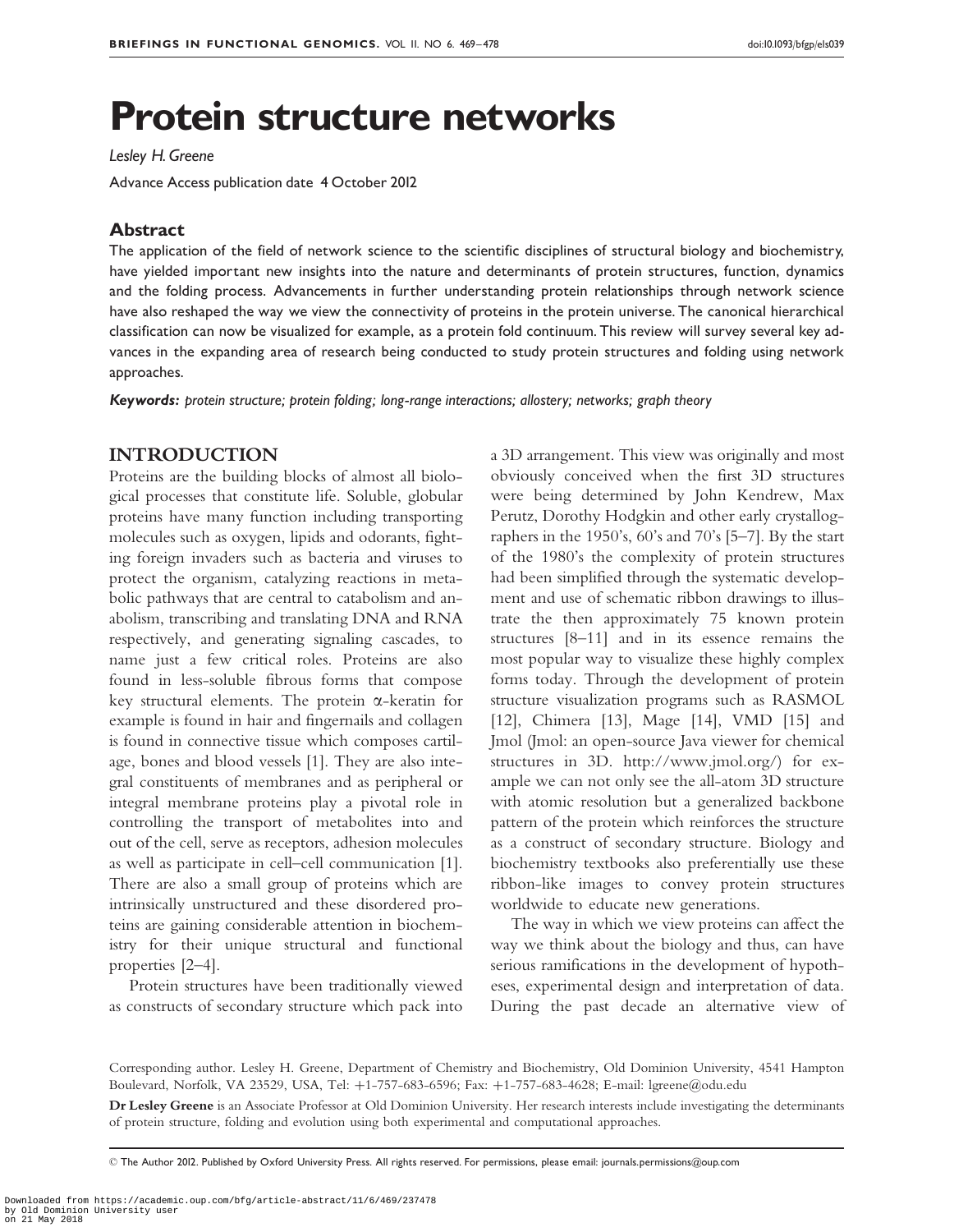# Protein structure networks

*Lesley H. Greene*

Advance Access publication date 4 October 2012

## Abstract

The application of the field of network science to the scientific disciplines of structural biology and biochemistry, have yielded important new insights into the nature and determinants of protein structures, function, dynamics and the folding process. Advancements in further understanding protein relationships through network science have also reshaped the way we view the connectivity of proteins in the protein universe. The canonical hierarchical classification can now be visualized for example, as a protein fold continuum. This review will survey several key advances in the expanding area of research being conducted to study protein structures and folding using network approaches.

***Keywords:*** *protein structure; protein folding; long-range interactions; allostery; networks; graph theory*

## INTRODUCTION

Proteins are the building blocks of almost all biological processes that constitute life. Soluble, globular proteins have many function including transporting molecules such as oxygen, lipids and odorants, fighting foreign invaders such as bacteria and viruses to protect the organism, catalyzing reactions in metabolic pathways that are central to catabolism and anabolism, transcribing and translating DNA and RNA respectively, and generating signaling cascades, to name just a few critical roles. Proteins are also found in less-soluble fibrous forms that compose key structural elements. The protein α-keratin for example is found in hair and fingernails and collagen is found in connective tissue which composes cartilage, bones and blood vessels [1]. They are also integral constituents of membranes and as peripheral or integral membrane proteins play a pivotal role in controlling the transport of metabolites into and out of the cell, serve as receptors, adhesion molecules as well as participate in cell–cell communication [1]. There are also a small group of proteins which are intrinsically unstructured and these disordered proteins are gaining considerable attention in biochemistry for their unique structural and functional properties [2–4].

Protein structures have been traditionally viewed as constructs of secondary structure which pack into a 3D arrangement. This view was originally and most obviously conceived when the first 3D structures were being determined by John Kendrew, Max Perutz, Dorothy Hodgkin and other early crystallographers in the 1950's, 60's and 70's [5–7]. By the start of the 1980's the complexity of protein structures had been simplified through the systematic development and use of schematic ribbon drawings to illustrate the then approximately 75 known protein structures [8–11] and in its essence remains the most popular way to visualize these highly complex forms today. Through the development of protein structure visualization programs such as RASMOL [12], Chimera [13], Mage [14], VMD [15] and Jmol (Jmol: an open-source Java viewer for chemical structures in 3D. http://www.jmol.org/) for example we can not only see the all-atom 3D structure with atomic resolution but a generalized backbone pattern of the protein which reinforces the structure as a construct of secondary structure. Biology and biochemistry textbooks also preferentially use these ribbon-like images to convey protein structures worldwide to educate new generations.

The way in which we view proteins can affect the way we think about the biology and thus, can have serious ramifications in the development of hypotheses, experimental design and interpretation of data. During the past decade an alternative view of

Corresponding author. Lesley H. Greene, Department of Chemistry and Biochemistry, Old Dominion University, 4541 Hampton Boulevard, Norfolk, VA 23529, USA, Tel: +1-757-683-6596; Fax: +1-757-683-4628; E-mail: lgreene@odu.edu

**Dr Lesley Greene** is an Associate Professor at Old Dominion University. Her research interests include investigating the determinants of protein structure, folding and evolution using both experimental and computational approaches.

© The Author 2012. Published by Oxford University Press. All rights reserved. For permissions, please email: journals.permissions@oup.com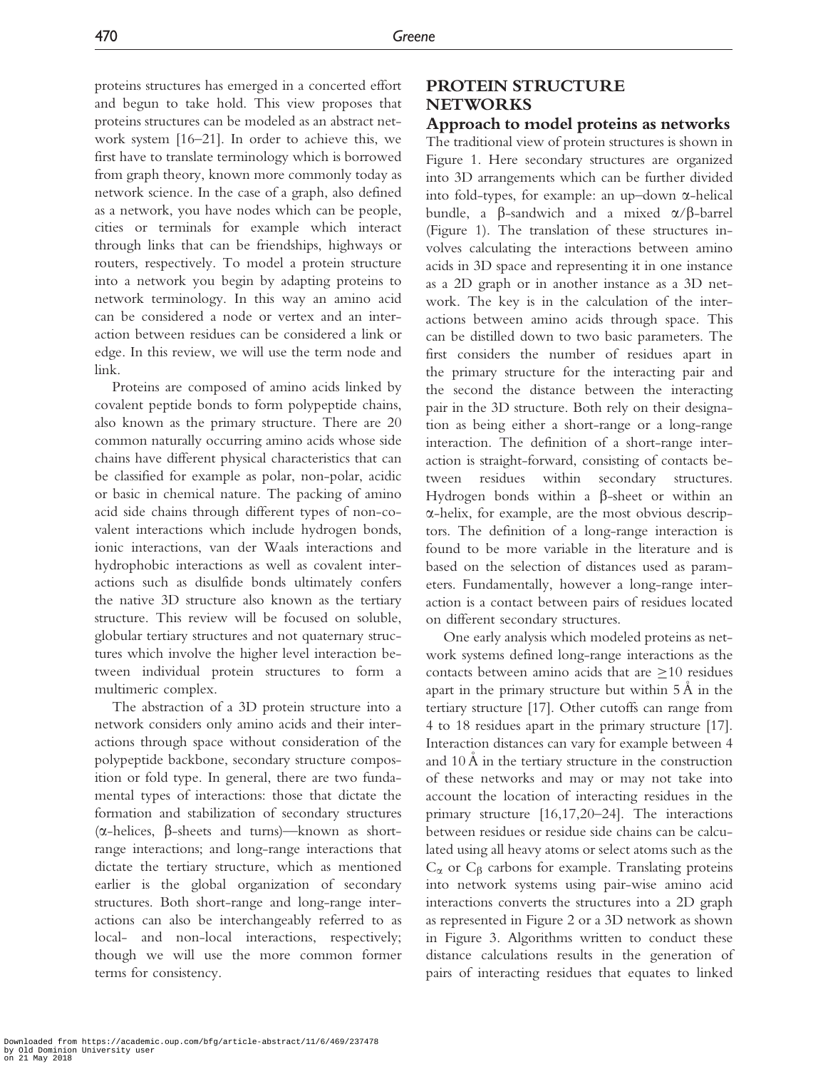proteins structures has emerged in a concerted effort and begun to take hold. This view proposes that proteins structures can be modeled as an abstract network system [16–21]. In order to achieve this, we first have to translate terminology which is borrowed from graph theory, known more commonly today as network science. In the case of a graph, also defined as a network, you have nodes which can be people, cities or terminals for example which interact through links that can be friendships, highways or routers, respectively. To model a protein structure into a network you begin by adapting proteins to network terminology. In this way an amino acid can be considered a node or vertex and an interaction between residues can be considered a link or edge. In this review, we will use the term node and link.

Proteins are composed of amino acids linked by covalent peptide bonds to form polypeptide chains, also known as the primary structure. There are 20 common naturally occurring amino acids whose side chains have different physical characteristics that can be classified for example as polar, non-polar, acidic or basic in chemical nature. The packing of amino acid side chains through different types of non-covalent interactions which include hydrogen bonds, ionic interactions, van der Waals interactions and hydrophobic interactions as well as covalent interactions such as disulfide bonds ultimately confers the native 3D structure also known as the tertiary structure. This review will be focused on soluble, globular tertiary structures and not quaternary structures which involve the higher level interaction between individual protein structures to form a multimeric complex.

The abstraction of a 3D protein structure into a network considers only amino acids and their interactions through space without consideration of the polypeptide backbone, secondary structure composition or fold type. In general, there are two fundamental types of interactions: those that dictate the formation and stabilization of secondary structures (α-helices, β-sheets and turns)—known as short-range interactions; and long-range interactions that dictate the tertiary structure, which as mentioned earlier is the global organization of secondary structures. Both short-range and long-range interactions can also be interchangeably referred to as local- and non-local interactions, respectively; though we will use the more common former terms for consistency.

## PROTEIN STRUCTURE NETWORKS

### Approach to model proteins as networks

The traditional view of protein structures is shown in Figure 1. Here secondary structures are organized into 3D arrangements which can be further divided into fold-types, for example: an up–down α-helical bundle, a β-sandwich and a mixed α/β-barrel (Figure 1). The translation of these structures involves calculating the interactions between amino acids in 3D space and representing it in one instance as a 2D graph or in another instance as a 3D network. The key is in the calculation of the interactions between amino acids through space. This can be distilled down to two basic parameters. The first considers the number of residues apart in the primary structure for the interacting pair and the second the distance between the interacting pair in the 3D structure. Both rely on their designation as being either a short-range or a long-range interaction. The definition of a short-range interaction is straight-forward, consisting of contacts between residues within secondary structures. Hydrogen bonds within a β-sheet or within an α-helix, for example, are the most obvious descriptors. The definition of a long-range interaction is found to be more variable in the literature and is based on the selection of distances used as parameters. Fundamentally, however a long-range interaction is a contact between pairs of residues located on different secondary structures.

One early analysis which modeled proteins as network systems defined long-range interactions as the contacts between amino acids that are $\geq$10 residues apart in the primary structure but within 5 Å in the tertiary structure [17]. Other cutoffs can range from 4 to 18 residues apart in the primary structure [17]. Interaction distances can vary for example between 4 and 10 Å in the tertiary structure in the construction of these networks and may or may not take into account the location of interacting residues in the primary structure [16,17,20–24]. The interactions between residues or residue side chains can be calculated using all heavy atoms or select atoms such as the $C_{\alpha}$ or $C_{\beta}$ carbons for example. Translating proteins into network systems using pair-wise amino acid interactions converts the structures into a 2D graph as represented in Figure 2 or a 3D network as shown in Figure 3. Algorithms written to conduct these distance calculations results in the generation of pairs of interacting residues that equates to linked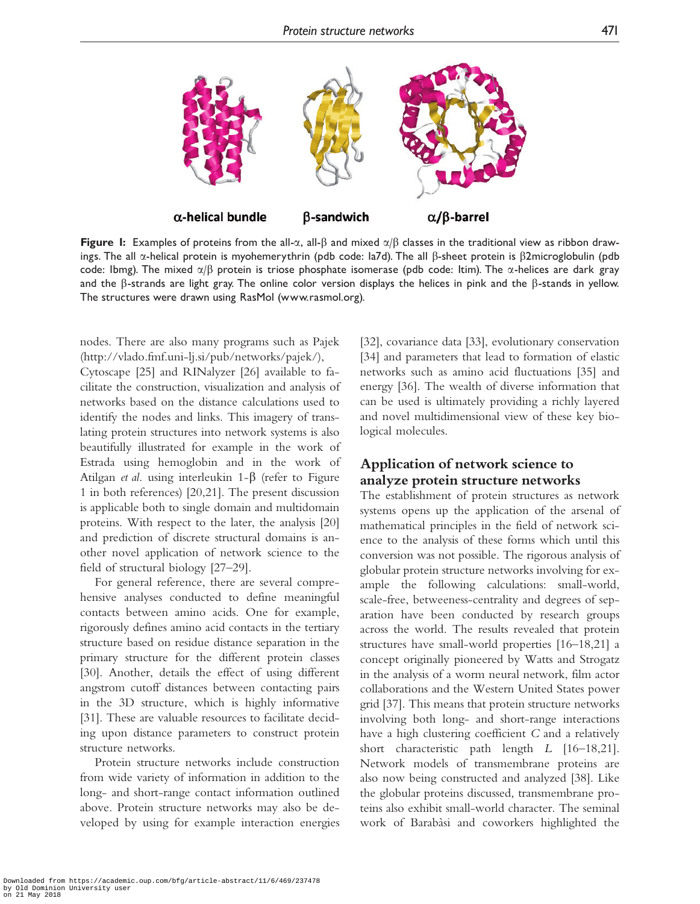α-helical bundle β-sandwich α/β-barrel

**Figure 1:** Examples of proteins from the all-α, all-β and mixed α/β classes in the traditional view as ribbon drawings. The all α-helical protein is myohemerythrin (pdb code: 1a7d). The all β-sheet protein is β2microglobulin (pdb code: 1bmg). The mixed α/β protein is triose phosphate isomerase (pdb code: 1tim). The α-helices are dark gray and the β-strands are light gray. The online color version displays the helices in pink and the β-stands in yellow. The structures were drawn using RasMol (www.rasmol.org).

nodes. There are also many programs such as Pajek (http://vlado.fmf.uni-lj.si/pub/networks/pajek/), Cytoscape [25] and RINalyzer [26] available to facilitate the construction, visualization and analysis of networks based on the distance calculations used to identify the nodes and links. This imagery of translating protein structures into network systems is also beautifully illustrated for example in the work of Estrada using hemoglobin and in the work of Atilgan *et al.* using interleukin 1-β (refer to Figure 1 in both references) [20,21]. The present discussion is applicable both to single domain and multidomain proteins. With respect to the later, the analysis [20] and prediction of discrete structural domains is another novel application of network science to the field of structural biology [27–29].

For general reference, there are several comprehensive analyses conducted to define meaningful contacts between amino acids. One for example, rigorously defines amino acid contacts in the tertiary structure based on residue distance separation in the primary structure for the different protein classes [30]. Another, details the effect of using different angstrom cutoff distances between contacting pairs in the 3D structure, which is highly informative [31]. These are valuable resources to facilitate deciding upon distance parameters to construct protein structure networks.

Protein structure networks include construction from wide variety of information in addition to the long- and short-range contact information outlined above. Protein structure networks may also be developed by using for example interaction energies [32], covariance data [33], evolutionary conservation [34] and parameters that lead to formation of elastic networks such as amino acid fluctuations [35] and energy [36]. The wealth of diverse information that can be used is ultimately providing a richly layered and novel multidimensional view of these key biological molecules.

## Application of network science to analyze protein structure networks

The establishment of protein structures as network systems opens up the application of the arsenal of mathematical principles in the field of network science to the analysis of these forms which until this conversion was not possible. The rigorous analysis of globular protein structure networks involving for example the following calculations: small-world, scale-free, betweeness-centrality and degrees of separation have been conducted by research groups across the world. The results revealed that protein structures have small-world properties [16–18,21] a concept originally pioneered by Watts and Strogatz in the analysis of a worm neural network, film actor collaborations and the Western United States power grid [37]. This means that protein structure networks involving both long- and short-range interactions have a high clustering coefficient $C$ and a relatively short characteristic path length $L$ [16–18,21]. Network models of transmembrane proteins are also now being constructed and analyzed [38]. Like the globular proteins discussed, transmembrane proteins also exhibit small-world character. The seminal work of Barabàsi and coworkers highlighted the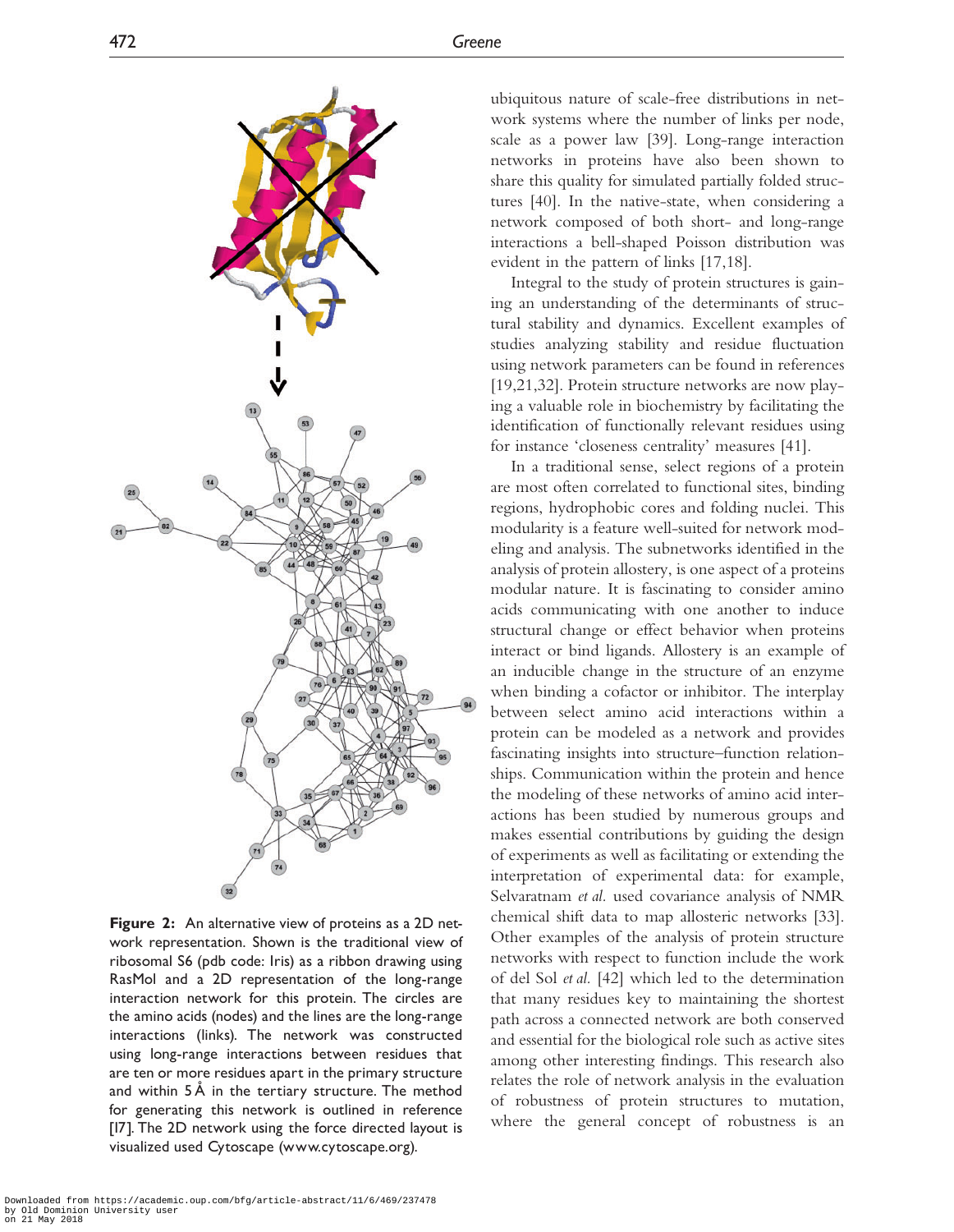**Figure 2:** An alternative view of proteins as a 2D network representation. Shown is the traditional view of ribosomal S6 (pdb code: 1ris) as a ribbon drawing using RasMol and a 2D representation of the long-range interaction network for this protein. The circles are the amino acids (nodes) and the lines are the long-range interactions (links). The network was constructed using long-range interactions between residues that are ten or more residues apart in the primary structure and within 5 Å in the tertiary structure. The method for generating this network is outlined in reference [17]. The 2D network using the force directed layout is visualized used Cytoscape (www.cytoscape.org).

ubiquitous nature of scale-free distributions in network systems where the number of links per node, scale as a power law [39]. Long-range interaction networks in proteins have also been shown to share this quality for simulated partially folded structures [40]. In the native-state, when considering a network composed of both short- and long-range interactions a bell-shaped Poisson distribution was evident in the pattern of links [17,18].

Integral to the study of protein structures is gaining an understanding of the determinants of structural stability and dynamics. Excellent examples of studies analyzing stability and residue fluctuation using network parameters can be found in references [19,21,32]. Protein structure networks are now playing a valuable role in biochemistry by facilitating the identification of functionally relevant residues using for instance 'closeness centrality' measures [41].

In a traditional sense, select regions of a protein are most often correlated to functional sites, binding regions, hydrophobic cores and folding nuclei. This modularity is a feature well-suited for network modeling and analysis. The subnetworks identified in the analysis of protein allostery, is one aspect of a proteins modular nature. It is fascinating to consider amino acids communicating with one another to induce structural change or effect behavior when proteins interact or bind ligands. Allostery is an example of an inducible change in the structure of an enzyme when binding a cofactor or inhibitor. The interplay between select amino acid interactions within a protein can be modeled as a network and provides fascinating insights into structure–function relationships. Communication within the protein and hence the modeling of these networks of amino acid interactions has been studied by numerous groups and makes essential contributions by guiding the design of experiments as well as facilitating or extending the interpretation of experimental data: for example, Selvaratnam *et al.* used covariance analysis of NMR chemical shift data to map allosteric networks [33]. Other examples of the analysis of protein structure networks with respect to function include the work of del Sol *et al.* [42] which led to the determination that many residues key to maintaining the shortest path across a connected network are both conserved and essential for the biological role such as active sites among other interesting findings. This research also relates the role of network analysis in the evaluation of robustness of protein structures to mutation, where the general concept of robustness is an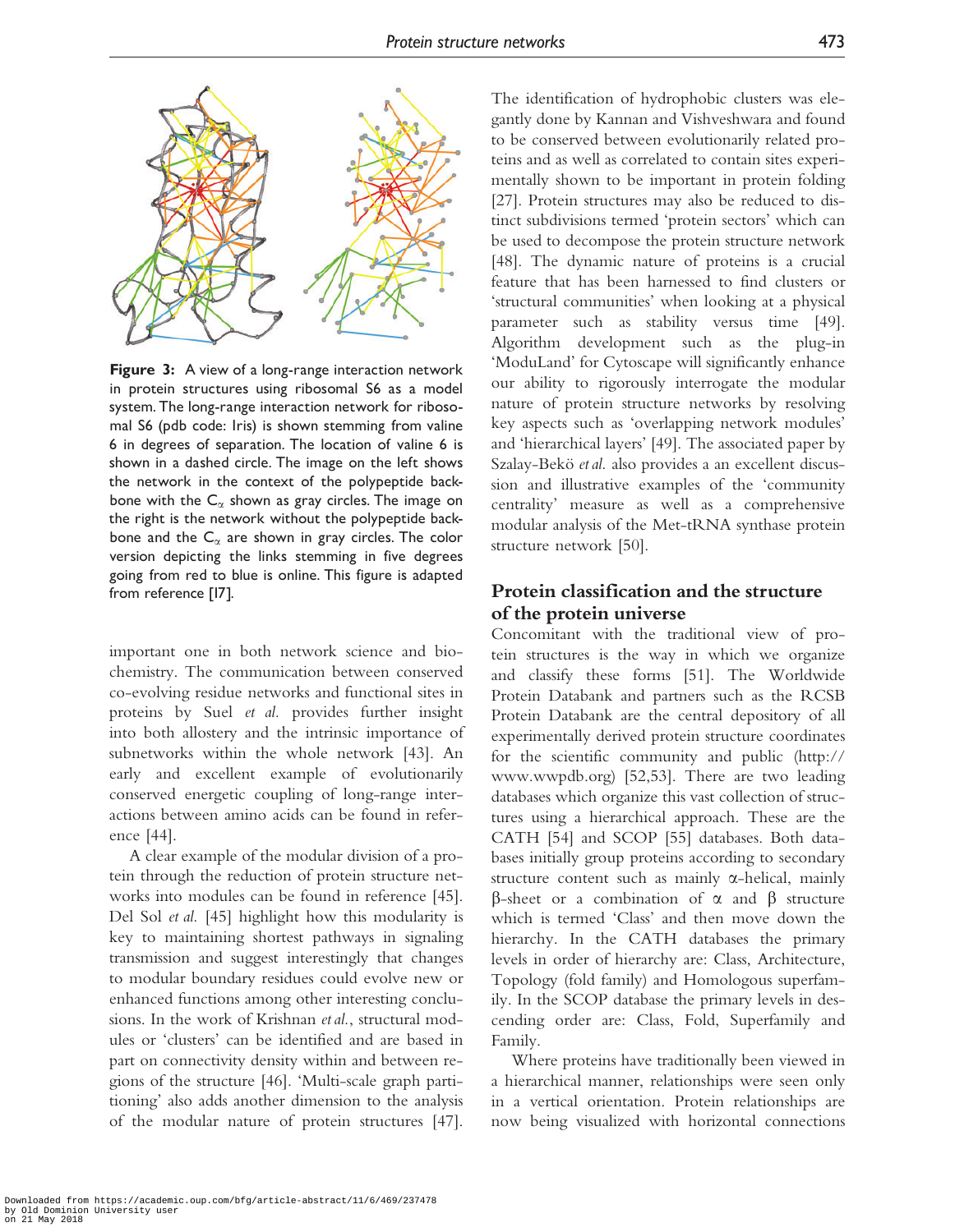Figure 3: A view of a long-range interaction network in protein structures using ribosomal S6 as a model system. The long-range interaction network for ribosomal S6 (pdb code: 1ris) is shown stemming from valine 6 in degrees of separation. The location of valine 6 is shown in a dashed circle. The image on the left shows the network in the context of the polypeptide backbone with the $C_\alpha$ shown as gray circles. The image on the right is the network without the polypeptide backbone and the $C_\alpha$ are shown in gray circles. The color version depicting the links stemming in five degrees going from red to blue is online. This figure is adapted from reference [17].

important one in both network science and biochemistry. The communication between conserved co-evolving residue networks and functional sites in proteins by Suel *et al.* provides further insight into both allostery and the intrinsic importance of subnetworks within the whole network [43]. An early and excellent example of evolutionarily conserved energetic coupling of long-range interactions between amino acids can be found in reference [44].

A clear example of the modular division of a protein through the reduction of protein structure networks into modules can be found in reference [45]. Del Sol *et al.* [45] highlight how this modularity is key to maintaining shortest pathways in signaling transmission and suggest interestingly that changes to modular boundary residues could evolve new or enhanced functions among other interesting conclusions. In the work of Krishnan *et al.*, structural modules or 'clusters' can be identified and are based in part on connectivity density within and between regions of the structure [46]. 'Multi-scale graph partitioning' also adds another dimension to the analysis of the modular nature of protein structures [47]. The identification of hydrophobic clusters was elegantly done by Kannan and Vishveshwara and found to be conserved between evolutionarily related proteins and as well as correlated to contain sites experimentally shown to be important in protein folding [27]. Protein structures may also be reduced to distinct subdivisions termed 'protein sectors' which can be used to decompose the protein structure network [48]. The dynamic nature of proteins is a crucial feature that has been harnessed to find clusters or 'structural communities' when looking at a physical parameter such as stability versus time [49]. Algorithm development such as the plug-in 'ModuLand' for Cytoscape will significantly enhance our ability to rigorously interrogate the modular nature of protein structure networks by resolving key aspects such as 'overlapping network modules' and 'hierarchical layers' [49]. The associated paper by Szalay-Bekö *et al.* also provides a an excellent discussion and illustrative examples of the 'community centrality' measure as well as a comprehensive modular analysis of the Met-tRNA synthase protein structure network [50].

## Protein classification and the structure of the protein universe

Concomitant with the traditional view of protein structures is the way in which we organize and classify these forms [51]. The Worldwide Protein Databank and partners such as the RCSB Protein Databank are the central depository of all experimentally derived protein structure coordinates for the scientific community and public (http://www.wwpdb.org) [52,53]. There are two leading databases which organize this vast collection of structures using a hierarchical approach. These are the CATH [54] and SCOP [55] databases. Both databases initially group proteins according to secondary structure content such as mainly $\alpha$-helical, mainly $\beta$-sheet or a combination of $\alpha$ and $\beta$ structure which is termed 'Class' and then move down the hierarchy. In the CATH databases the primary levels in order of hierarchy are: Class, Architecture, Topology (fold family) and Homologous superfamily. In the SCOP database the primary levels in descending order are: Class, Fold, Superfamily and Family.

Where proteins have traditionally been viewed in a hierarchical manner, relationships were seen only in a vertical orientation. Protein relationships are now being visualized with horizontal connections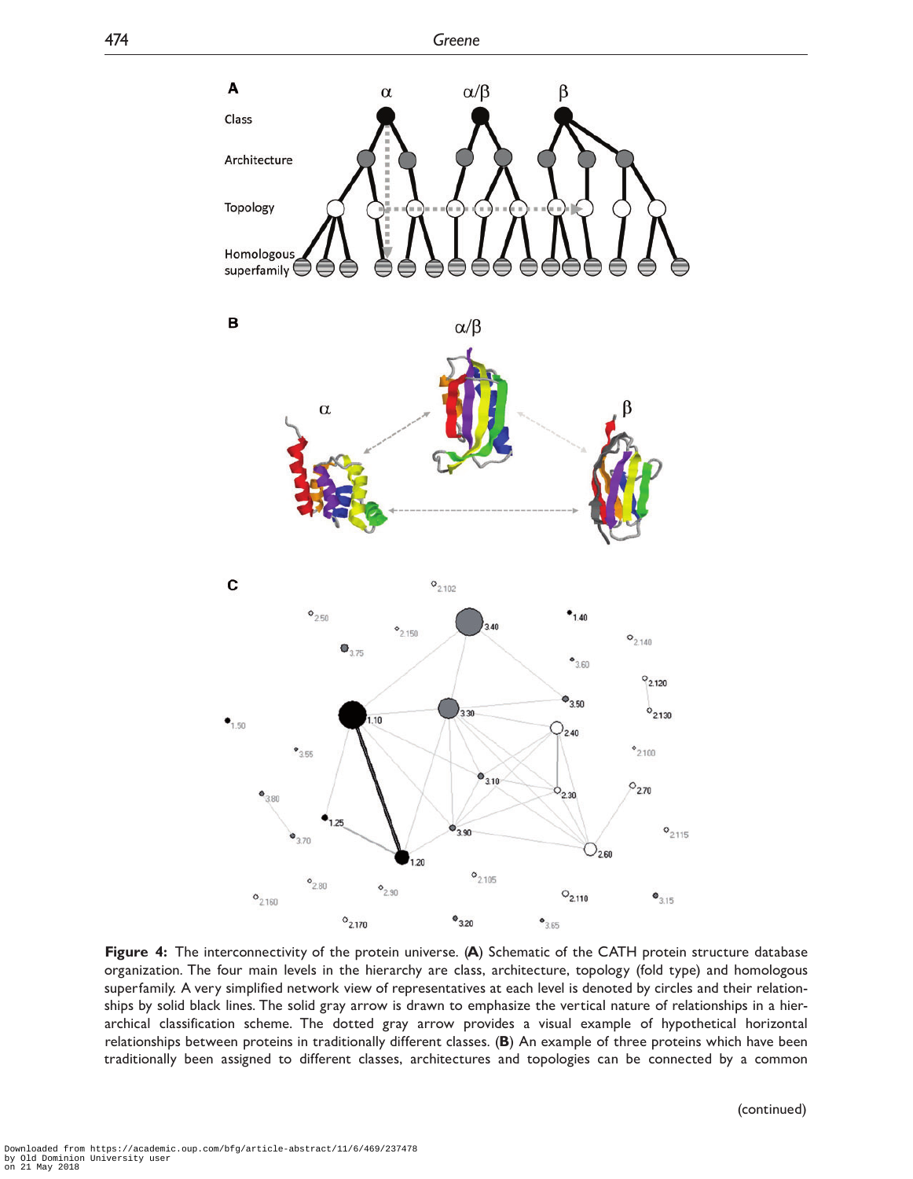**Figure 4:** The interconnectivity of the protein universe. (**A**) Schematic of the CATH protein structure database organization. The four main levels in the hierarchy are class, architecture, topology (fold type) and homologous superfamily. A very simplified network view of representatives at each level is denoted by circles and their relationships by solid black lines. The solid gray arrow is drawn to emphasize the vertical nature of relationships in a hierarchical classification scheme. The dotted gray arrow provides a visual example of hypothetical horizontal relationships between proteins in traditionally different classes. (**B**) An example of three proteins which have been traditionally been assigned to different classes, architectures and topologies can be connected by a common

(continued)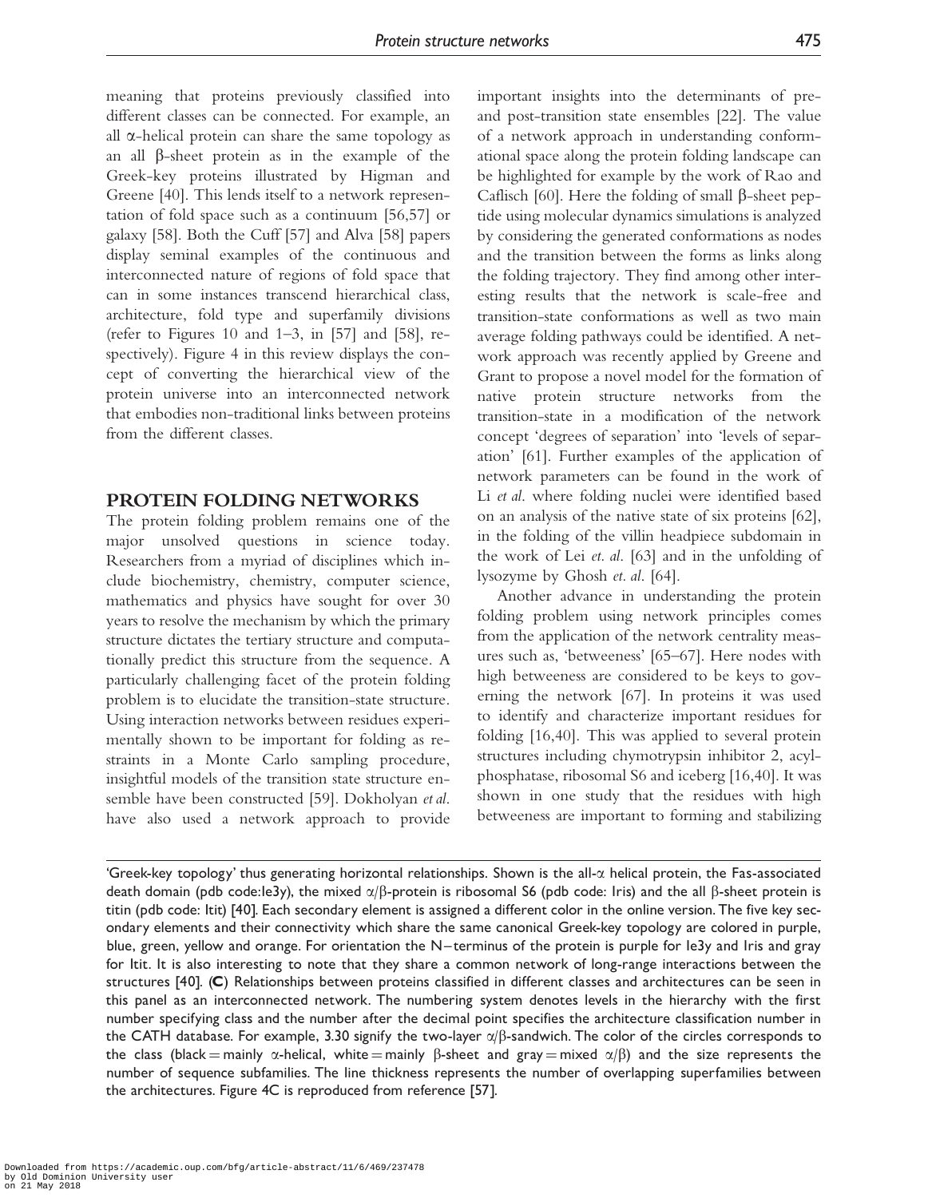meaning that proteins previously classified into different classes can be connected. For example, an all α-helical protein can share the same topology as an all β-sheet protein as in the example of the Greek-key proteins illustrated by Higman and Greene [40]. This lends itself to a network representation of fold space such as a continuum [56,57] or galaxy [58]. Both the Cuff [57] and Alva [58] papers display seminal examples of the continuous and interconnected nature of regions of fold space that can in some instances transcend hierarchical class, architecture, fold type and superfamily divisions (refer to Figures 10 and 1–3, in [57] and [58], respectively). Figure 4 in this review displays the concept of converting the hierarchical view of the protein universe into an interconnected network that embodies non-traditional links between proteins from the different classes.

## PROTEIN FOLDING NETWORKS

The protein folding problem remains one of the major unsolved questions in science today. Researchers from a myriad of disciplines which include biochemistry, chemistry, computer science, mathematics and physics have sought for over 30 years to resolve the mechanism by which the primary structure dictates the tertiary structure and computationally predict this structure from the sequence. A particularly challenging facet of the protein folding problem is to elucidate the transition-state structure. Using interaction networks between residues experimentally shown to be important for folding as restraints in a Monte Carlo sampling procedure, insightful models of the transition state structure ensemble have been constructed [59]. Dokholyan *et al.* have also used a network approach to provide important insights into the determinants of pre- and post-transition state ensembles [22]. The value of a network approach in understanding conformational space along the protein folding landscape can be highlighted for example by the work of Rao and Caflisch [60]. Here the folding of small β-sheet peptide using molecular dynamics simulations is analyzed by considering the generated conformations as nodes and the transition between the forms as links along the folding trajectory. They find among other interesting results that the network is scale-free and transition-state conformations as well as two main average folding pathways could be identified. A network approach was recently applied by Greene and Grant to propose a novel model for the formation of native protein structure networks from the transition-state in a modification of the network concept 'degrees of separation' into 'levels of separation' [61]. Further examples of the application of network parameters can be found in the work of Li *et al.* where folding nuclei were identified based on an analysis of the native state of six proteins [62], in the folding of the villin headpiece subdomain in the work of Lei *et. al*. [63] and in the unfolding of lysozyme by Ghosh *et. al*. [64].

Another advance in understanding the protein folding problem using network principles comes from the application of the network centrality measures such as, 'betweeness' [65–67]. Here nodes with high betweeness are considered to be keys to governing the network [67]. In proteins it was used to identify and characterize important residues for folding [16,40]. This was applied to several protein structures including chymotrypsin inhibitor 2, acylphosphatase, ribosomal S6 and iceberg [16,40]. It was shown in one study that the residues with high betweeness are important to forming and stabilizing

'Greek-key topology' thus generating horizontal relationships. Shown is the all-α helical protein, the Fas-associated death domain (pdb code:1e3y), the mixed α/β-protein is ribosomal S6 (pdb code: 1ris) and the all β-sheet protein is titin (pdb code: 1tit) [40]. Each secondary element is assigned a different color in the online version. The five key secondary elements and their connectivity which share the same canonical Greek-key topology are colored in purple, blue, green, yellow and orange. For orientation the N–terminus of the protein is purple for 1e3y and 1ris and gray for 1tit. It is also interesting to note that they share a common network of long-range interactions between the structures [40]. (**C**) Relationships between proteins classified in different classes and architectures can be seen in this panel as an interconnected network. The numbering system denotes levels in the hierarchy with the first number specifying class and the number after the decimal point specifies the architecture classification number in the CATH database. For example, 3.30 signify the two-layer α/β-sandwich. The color of the circles corresponds to the class (black = mainly α-helical, white = mainly β-sheet and gray = mixed α/β) and the size represents the number of sequence subfamilies. The line thickness represents the number of overlapping superfamilies between the architectures. Figure 4C is reproduced from reference [57].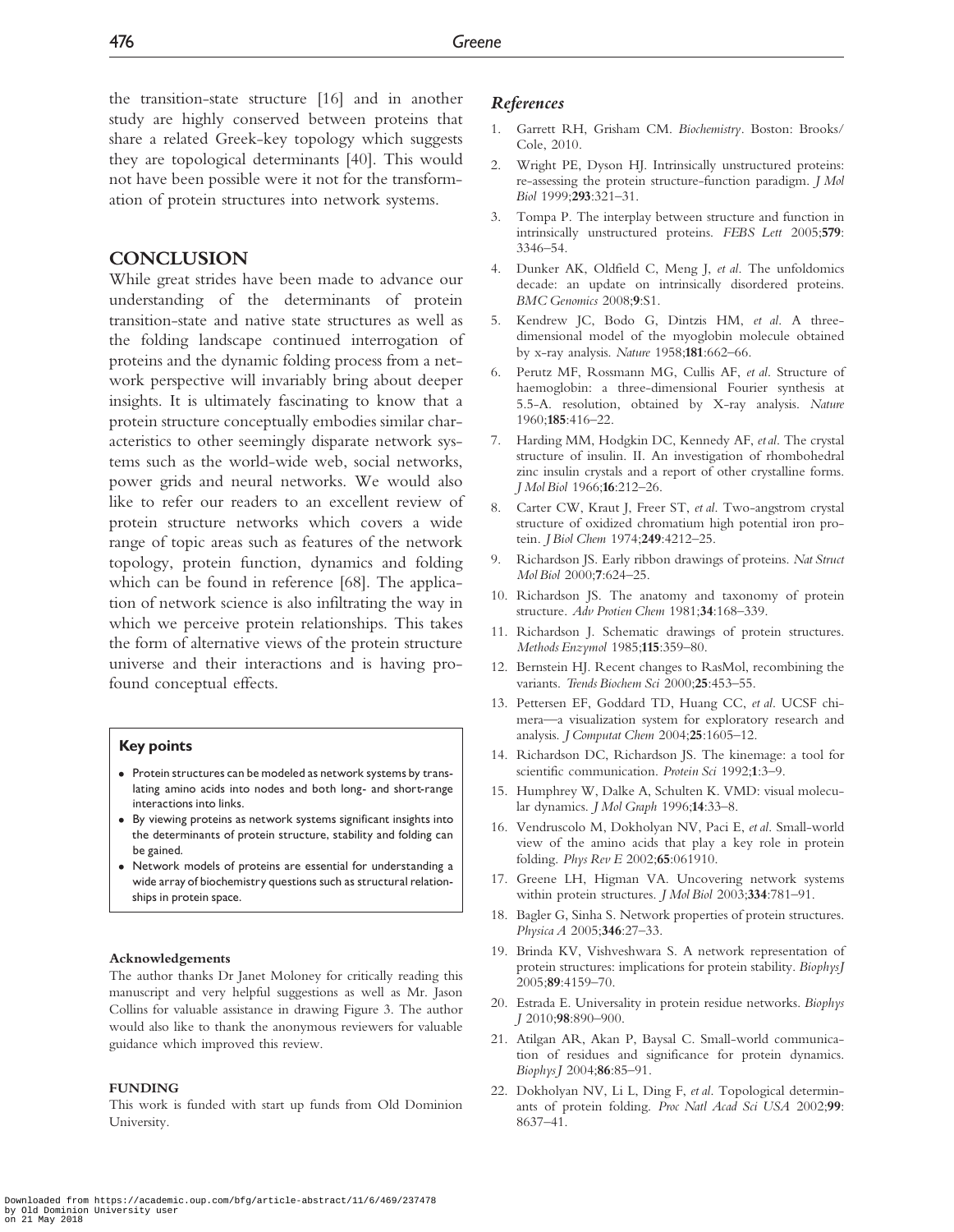the transition-state structure [16] and in another study are highly conserved between proteins that share a related Greek-key topology which suggests they are topological determinants [40]. This would not have been possible were it not for the transformation of protein structures into network systems.

## CONCLUSION

While great strides have been made to advance our understanding of the determinants of protein transition-state and native state structures as well as the folding landscape continued interrogation of proteins and the dynamic folding process from a network perspective will invariably bring about deeper insights. It is ultimately fascinating to know that a protein structure conceptually embodies similar characteristics to other seemingly disparate network systems such as the world-wide web, social networks, power grids and neural networks. We would also like to refer our readers to an excellent review of protein structure networks which covers a wide range of topic areas such as features of the network topology, protein function, dynamics and folding which can be found in reference [68]. The application of network science is also infiltrating the way in which we perceive protein relationships. This takes the form of alternative views of the protein structure universe and their interactions and is having profound conceptual effects.

### Key points

- Protein structures can be modeled as network systems by translating amino acids into nodes and both long- and short-range interactions into links.
- By viewing proteins as network systems significant insights into the determinants of protein structure, stability and folding can be gained.
- Network models of proteins are essential for understanding a wide array of biochemistry questions such as structural relationships in protein space.

#### Acknowledgements

The author thanks Dr Janet Moloney for critically reading this manuscript and very helpful suggestions as well as Mr. Jason Collins for valuable assistance in drawing Figure 3. The author would also like to thank the anonymous reviewers for valuable guidance which improved this review.

#### FUNDING

This work is funded with start up funds from Old Dominion University.

## *References*

1. Garrett RH, Grisham CM. *Biochemistry*. Boston: Brooks/Cole, 2010.
2. Wright PE, Dyson HJ. Intrinsically unstructured proteins: re-assessing the protein structure-function paradigm. *J Mol Biol* 1999;**293**:321–31.
3. Tompa P. The interplay between structure and function in intrinsically unstructured proteins. *FEBS Lett* 2005;**579**: 3346–54.
4. Dunker AK, Oldfield C, Meng J, *et al*. The unfoldomics decade: an update on intrinsically disordered proteins. *BMC Genomics* 2008;**9**:S1.
5. Kendrew JC, Bodo G, Dintzis HM, *et al*. A three-dimensional model of the myoglobin molecule obtained by x-ray analysis. *Nature* 1958;**181**:662–66.
6. Perutz MF, Rossmann MG, Cullis AF, *et al*. Structure of haemoglobin: a three-dimensional Fourier synthesis at 5.5-A. resolution, obtained by X-ray analysis. *Nature* 1960;**185**:416–22.
7. Harding MM, Hodgkin DC, Kennedy AF, *et al*. The crystal structure of insulin. II. An investigation of rhombohedral zinc insulin crystals and a report of other crystalline forms. *J Mol Biol* 1966;**16**:212–26.
8. Carter CW, Kraut J, Freer ST, *et al*. Two-angstrom crystal structure of oxidized chromatium high potential iron protein. *J Biol Chem* 1974;**249**:4212–25.
9. Richardson JS. Early ribbon drawings of proteins. *Nat Struct Mol Biol* 2000;**7**:624–25.
10. Richardson JS. The anatomy and taxonomy of protein structure. *Adv Protien Chem* 1981;**34**:168–339.
11. Richardson J. Schematic drawings of protein structures. *Methods Enzymol* 1985;**115**:359–80.
12. Bernstein HJ. Recent changes to RasMol, recombining the variants. *Trends Biochem Sci* 2000;**25**:453–55.
13. Pettersen EF, Goddard TD, Huang CC, *et al*. UCSF chimera—a visualization system for exploratory research and analysis. *J Computat Chem* 2004;**25**:1605–12.
14. Richardson DC, Richardson JS. The kinemage: a tool for scientific communication. *Protein Sci* 1992;**1**:3–9.
15. Humphrey W, Dalke A, Schulten K. VMD: visual molecular dynamics. *J Mol Graph* 1996;**14**:33–8.
16. Vendruscolo M, Dokholyan NV, Paci E, *et al*. Small-world view of the amino acids that play a key role in protein folding. *Phys Rev E* 2002;**65**:061910.
17. Greene LH, Higman VA. Uncovering network systems within protein structures. *J Mol Biol* 2003;**334**:781–91.
18. Bagler G, Sinha S. Network properties of protein structures. *Physica A* 2005;**346**:27–33.
19. Brinda KV, Vishveshwara S. A network representation of protein structures: implications for protein stability. *Biophys J* 2005;**89**:4159–70.
20. Estrada E. Universality in protein residue networks. *Biophys J* 2010;**98**:890–900.
21. Atilgan AR, Akan P, Baysal C. Small-world communication of residues and significance for protein dynamics. *Biophys J* 2004;**86**:85–91.
22. Dokholyan NV, Li L, Ding F, *et al*. Topological determinants of protein folding. *Proc Natl Acad Sci USA* 2002;**99**: 8637–41.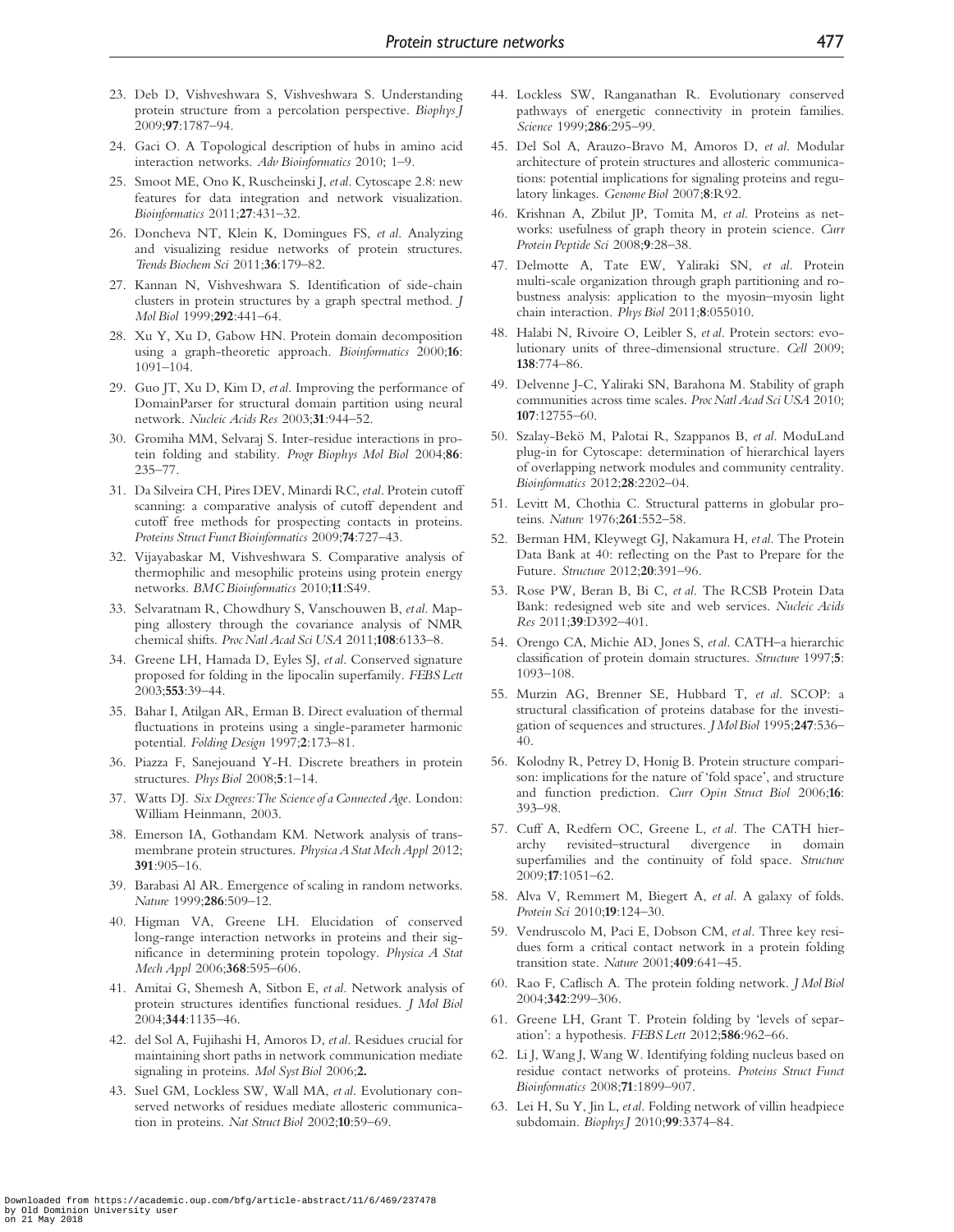23. Deb D, Vishveshwara S, Vishveshwara S. Understanding protein structure from a percolation perspective. *Biophys J* 2009;**97**:1787–94.

24. Gaci O. A Topological description of hubs in amino acid interaction networks. *Adv Bioinformatics* 2010; 1–9.

25. Smoot ME, Ono K, Ruscheinski J, *et al*. Cytoscape 2.8: new features for data integration and network visualization. *Bioinformatics* 2011;**27**:431–32.

26. Doncheva NT, Klein K, Domingues FS, *et al*. Analyzing and visualizing residue networks of protein structures. *Trends Biochem Sci* 2011;**36**:179–82.

27. Kannan N, Vishveshwara S. Identification of side-chain clusters in protein structures by a graph spectral method. *J Mol Biol* 1999;**292**:441–64.

28. Xu Y, Xu D, Gabow HN. Protein domain decomposition using a graph-theoretic approach. *Bioinformatics* 2000;**16**: 1091–104.

29. Guo JT, Xu D, Kim D, *et al*. Improving the performance of DomainParser for structural domain partition using neural network. *Nucleic Acids Res* 2003;**31**:944–52.

30. Gromiha MM, Selvaraj S. Inter-residue interactions in protein folding and stability. *Progr Biophys Mol Biol* 2004;**86**: 235–77.

31. Da Silveira CH, Pires DEV, Minardi RC, *et al*. Protein cutoff scanning: a comparative analysis of cutoff dependent and cutoff free methods for prospecting contacts in proteins. *Proteins Struct Funct Bioinformatics* 2009;**74**:727–43.

32. Vijayabaskar M, Vishveshwara S. Comparative analysis of thermophilic and mesophilic proteins using protein energy networks. *BMC Bioinformatics* 2010;**11**:S49.

33. Selvaratnam R, Chowdhury S, Vanschouwen B, *et al*. Mapping allostery through the covariance analysis of NMR chemical shifts. *Proc Natl Acad Sci USA* 2011;**108**:6133–8.

34. Greene LH, Hamada D, Eyles SJ, *et al*. Conserved signature proposed for folding in the lipocalin superfamily. *FEBS Lett* 2003;**553**:39–44.

35. Bahar I, Atilgan AR, Erman B. Direct evaluation of thermal fluctuations in proteins using a single-parameter harmonic potential. *Folding Design* 1997;**2**:173–81.

36. Piazza F, Sanejouand Y-H. Discrete breathers in protein structures. *Phys Biol* 2008;**5**:1–14.

37. Watts DJ. *Six Degrees: The Science of a Connected Age*. London: William Heinmann, 2003.

38. Emerson IA, Gothandam KM. Network analysis of transmembrane protein structures. *Physica A Stat Mech Appl* 2012; **391**:905–16.

39. Barabasi Al AR. Emergence of scaling in random networks. *Nature* 1999;**286**:509–12.

40. Higman VA, Greene LH. Elucidation of conserved long-range interaction networks in proteins and their significance in determining protein topology. *Physica A Stat Mech Appl* 2006;**368**:595–606.

41. Amitai G, Shemesh A, Sitbon E, *et al*. Network analysis of protein structures identifies functional residues. *J Mol Biol* 2004;**344**:1135–46.

42. del Sol A, Fujihashi H, Amoros D, *et al*. Residues crucial for maintaining short paths in network communication mediate signaling in proteins. *Mol Syst Biol* 2006;**2.**

43. Suel GM, Lockless SW, Wall MA, *et al*. Evolutionary conserved networks of residues mediate allosteric communication in proteins. *Nat Struct Biol* 2002;**10**:59–69.

44. Lockless SW, Ranganathan R. Evolutionary conserved pathways of energetic connectivity in protein families. *Science* 1999;**286**:295–99.

45. Del Sol A, Arauzo-Bravo M, Amoros D, *et al*. Modular architecture of protein structures and allosteric communications: potential implications for signaling proteins and regulatory linkages. *Genome Biol* 2007;**8**:R92.

46. Krishnan A, Zbilut JP, Tomita M, *et al*. Proteins as networks: usefulness of graph theory in protein science. *Curr Protein Peptide Sci* 2008;**9**:28–38.

47. Delmotte A, Tate EW, Yaliraki SN, *et al*. Protein multi-scale organization through graph partitioning and robustness analysis: application to the myosin–myosin light chain interaction. *Phys Biol* 2011;**8**:055010.

48. Halabi N, Rivoire O, Leibler S, *et al*. Protein sectors: evolutionary units of three-dimensional structure. *Cell* 2009; **138**:774–86.

49. Delvenne J-C, Yaliraki SN, Barahona M. Stability of graph communities across time scales. *Proc Natl Acad Sci USA* 2010; **107**:12755–60.

50. Szalay-Bekö M, Palotai R, Szappanos B, *et al*. ModuLand plug-in for Cytoscape: determination of hierarchical layers of overlapping network modules and community centrality. *Bioinformatics* 2012;**28**:2202–04.

51. Levitt M, Chothia C. Structural patterns in globular proteins. *Nature* 1976;**261**:552–58.

52. Berman HM, Kleywegt GJ, Nakamura H, *et al*. The Protein Data Bank at 40: reflecting on the Past to Prepare for the Future. *Structure* 2012;**20**:391–96.

53. Rose PW, Beran B, Bi C, *et al*. The RCSB Protein Data Bank: redesigned web site and web services. *Nucleic Acids Res* 2011;**39**:D392–401.

54. Orengo CA, Michie AD, Jones S, *et al*. CATH–a hierarchic classification of protein domain structures. *Structure* 1997;**5**: 1093–108.

55. Murzin AG, Brenner SE, Hubbard T, *et al*. SCOP: a structural classification of proteins database for the investigation of sequences and structures. *J Mol Biol* 1995;**247**:536–40.

56. Kolodny R, Petrey D, Honig B. Protein structure comparison: implications for the nature of 'fold space', and structure and function prediction. *Curr Opin Struct Biol* 2006;**16**: 393–98.

57. Cuff A, Redfern OC, Greene L, *et al*. The CATH hierarchy revisited–structural divergence in domain superfamilies and the continuity of fold space. *Structure* 2009;**17**:1051–62.

58. Alva V, Remmert M, Biegert A, *et al*. A galaxy of folds. *Protein Sci* 2010;**19**:124–30.

59. Vendruscolo M, Paci E, Dobson CM, *et al*. Three key residues form a critical contact network in a protein folding transition state. *Nature* 2001;**409**:641–45.

60. Rao F, Caflisch A. The protein folding network. *J Mol Biol* 2004;**342**:299–306.

61. Greene LH, Grant T. Protein folding by 'levels of separation': a hypothesis. *FEBS Lett* 2012;**586**:962–66.

62. Li J, Wang J, Wang W. Identifying folding nucleus based on residue contact networks of proteins. *Proteins Struct Funct Bioinformatics* 2008;**71**:1899–907.

63. Lei H, Su Y, Jin L, *et al*. Folding network of villin headpiece subdomain. *Biophys J* 2010;**99**:3374–84.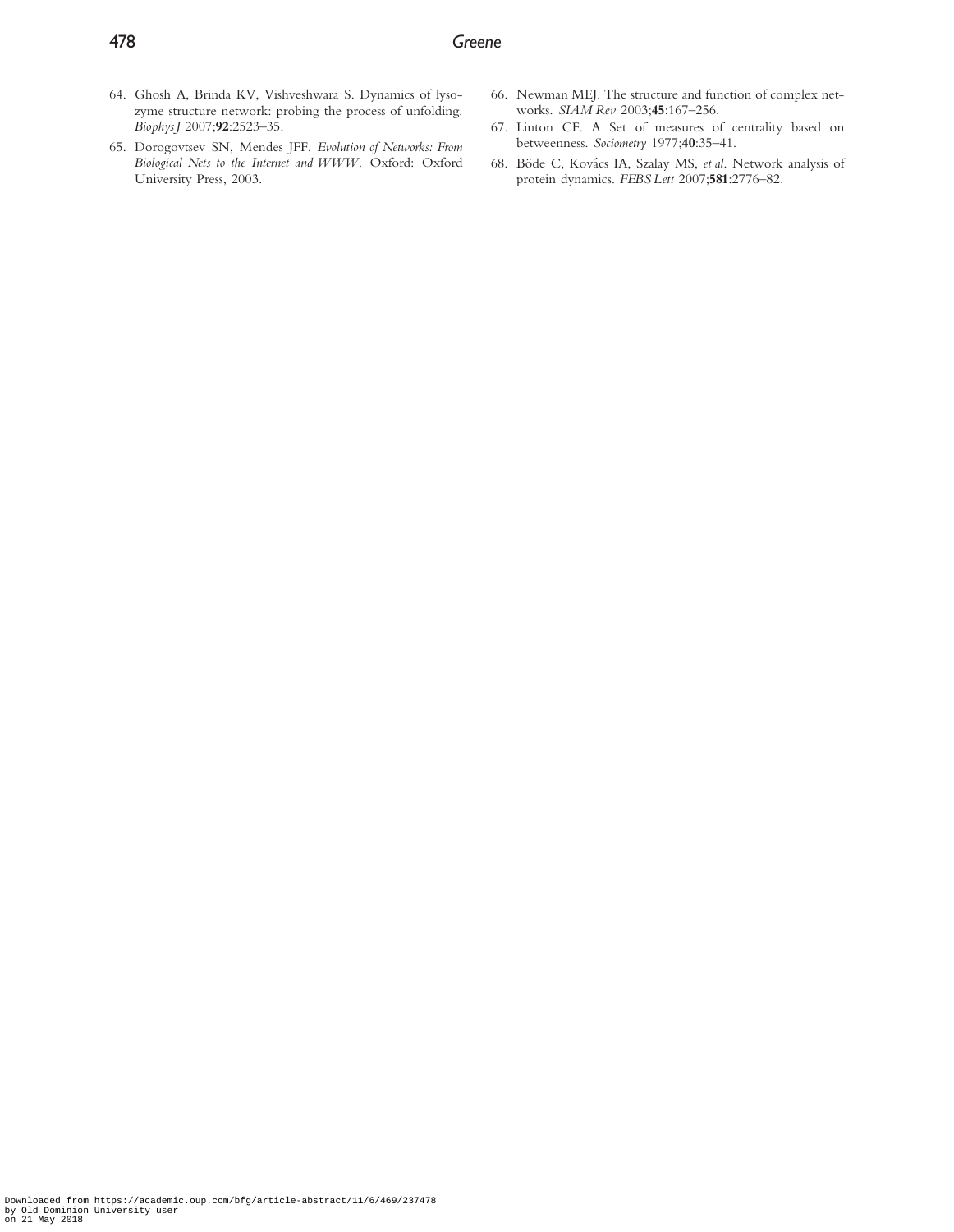64. Ghosh A, Brinda KV, Vishveshwara S. Dynamics of lysozyme structure network: probing the process of unfolding. *Biophys J* 2007;**92**:2523–35.
65. Dorogovtsev SN, Mendes JFF. *Evolution of Networks: From Biological Nets to the Internet and WWW*. Oxford: Oxford University Press, 2003.
66. Newman MEJ. The structure and function of complex networks. *SIAM Rev* 2003;**45**:167–256.
67. Linton CF. A Set of measures of centrality based on betweenness. *Sociometry* 1977;**40**:35–41.
68. Böde C, Kovács IA, Szalay MS, *et al*. Network analysis of protein dynamics. *FEBS Lett* 2007;**581**:2776–82.